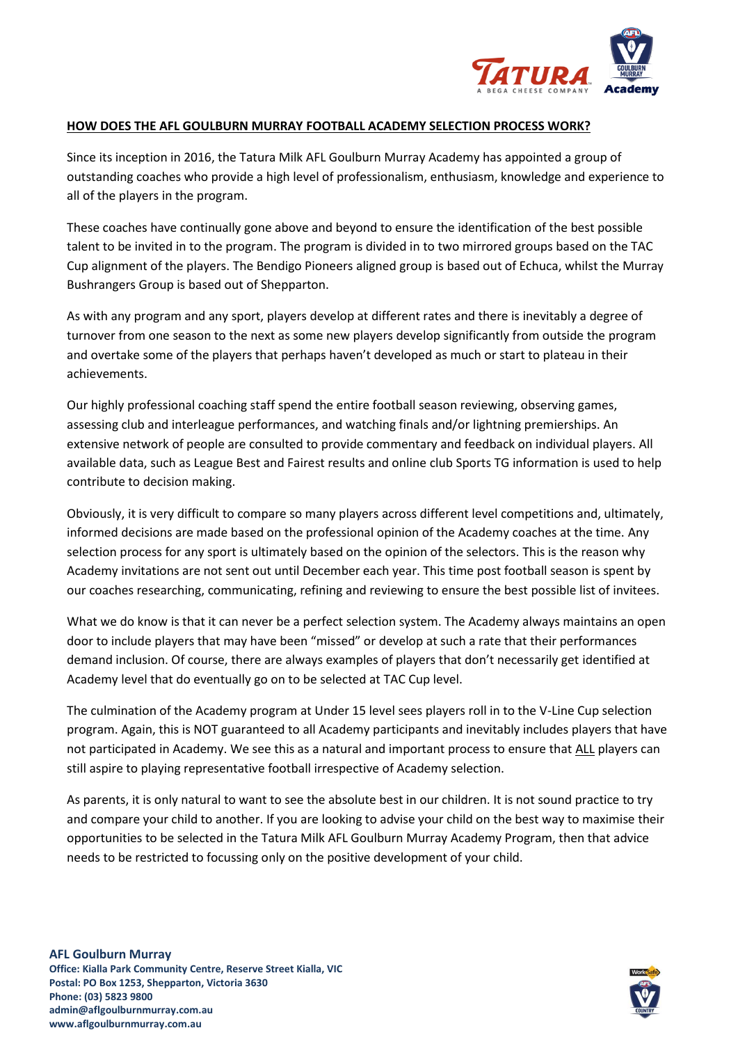## HOW DOES THE AFL GOULBURN MURRAY FOOTBALL ACADEMY SELECTION PROCESS WORK?

Since its inception in 2016, the Tatura Milk AFL Goulburn Murray Academy has appointed a group of outstanding coaches who provide a high level of professionalism, enthusiasm, knowledge and experience to all of the players in the program.

These coaches have continually gone above and beyond to ensure the identification of the best possible talent to be invited in to the program. The program is divided in to two mirrored groups based on the TAC Cup alignment of the players. The Bendigo Pioneers aligned group is based out of Echuca, whilst the Murray Bushrangers Group is based out of Shepparton.

As with any program and any sport, players develop at different rates and there is inevitably a degree of turnover from one season to the next as some new players develop significantly from outside the program and overtake some of the players that perhaps haven't developed as much or start to plateau in their achievements.

Our highly professional coaching staff spend the entire football season reviewing, observing games, assessing club and interleague performances, and watching finals and/or lightning premierships. An extensive network of people are consulted to provide commentary and feedback on individual players. All available data, such as League Best and Fairest results and online club Sports TG information is used to help contribute to decision making.

Obviously, it is very difficult to compare so many players across different level competitions and, ultimately, informed decisions are made based on the professional opinion of the Academy coaches at the time. Any selection process for any sport is ultimately based on the opinion of the selectors. This is the reason why Academy invitations are not sent out until December each year. This time post football season is spent by our coaches researching, communicating, refining and reviewing to ensure the best possible list of invitees.

What we do know is that it can never be a perfect selection system. The Academy always maintains an open door to include players that may have been "missed" or develop at such a rate that their performances demand inclusion. Of course, there are always examples of players that don't necessarily get identified at Academy level that do eventually go on to be selected at TAC Cup level.

The culmination of the Academy program at Under 15 level sees players roll in to the V-Line Cup selection program. Again, this is NOT guaranteed to all Academy participants and inevitably includes players that have not participated in Academy. We see this as a natural and important process to ensure that ALL players can still aspire to playing representative football irrespective of Academy selection.

As parents, it is only natural to want to see the absolute best in our children. It is not sound practice to try and compare your child to another. If you are looking to advise your child on the best way to maximise their opportunities to be selected in the Tatura Milk AFL Goulburn Murray Academy Program, then that advice needs to be restricted to focussing only on the positive development of your child.

**AFL Goulburn Murray**
**Office: Kialla Park Community Centre, Reserve Street Kialla, VIC**
**Postal: PO Box 1253, Shepparton, Victoria 3630**
**Phone: (03) 5823 9800**
**admin@aflgoulburnmurray.com.au**
**www.aflgoulburnmurray.com.au**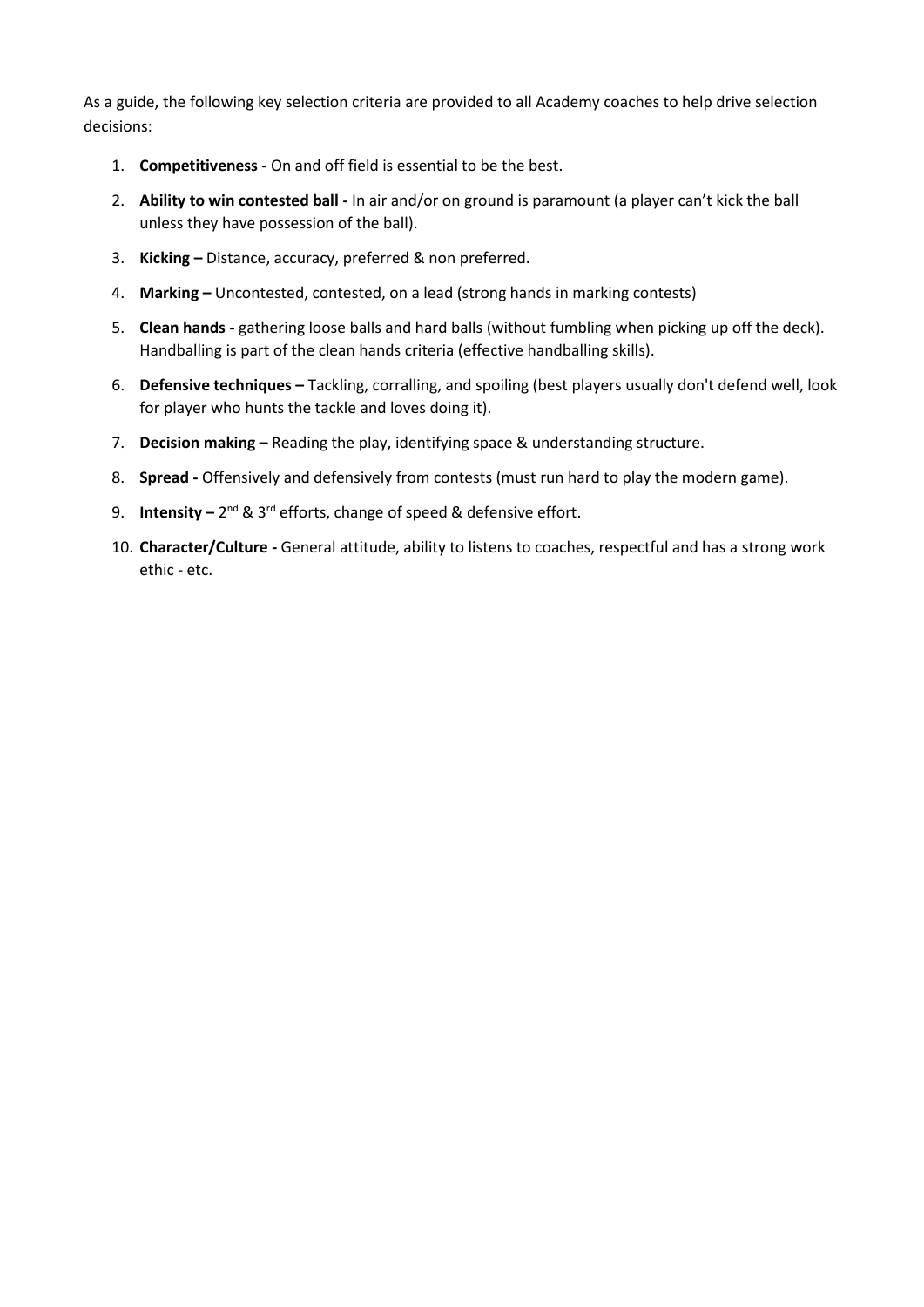As a guide, the following key selection criteria are provided to all Academy coaches to help drive selection decisions:

1. **Competitiveness -** On and off field is essential to be the best.
2. **Ability to win contested ball -** In air and/or on ground is paramount (a player can't kick the ball unless they have possession of the ball).
3. **Kicking –** Distance, accuracy, preferred & non preferred.
4. **Marking –** Uncontested, contested, on a lead (strong hands in marking contests)
5. **Clean hands -** gathering loose balls and hard balls (without fumbling when picking up off the deck). Handballing is part of the clean hands criteria (effective handballing skills).
6. **Defensive techniques –** Tackling, corralling, and spoiling (best players usually don't defend well, look for player who hunts the tackle and loves doing it).
7. **Decision making –** Reading the play, identifying space & understanding structure.
8. **Spread -** Offensively and defensively from contests (must run hard to play the modern game).
9. **Intensity –** 2nd & 3rd efforts, change of speed & defensive effort.
10. **Character/Culture -** General attitude, ability to listens to coaches, respectful and has a strong work ethic - etc.